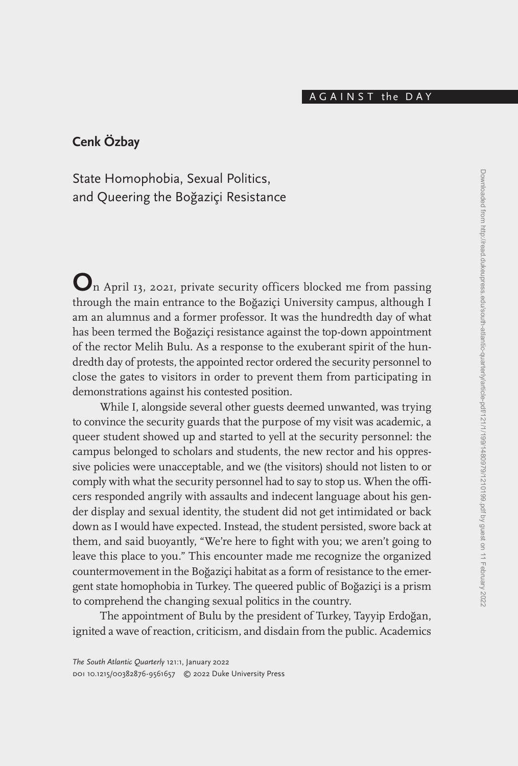AGAINST the DAY

**Cenk Özbay**

# State Homophobia, Sexual Politics, and Queering the Boğaziçi Resistance

On April 13, 2021, private security officers blocked me from passing through the main entrance to the Boğaziçi University campus, although I am an alumnus and a former professor. It was the hundredth day of what has been termed the Boğaziçi resistance against the top-down appointment of the rector Melih Bulu. As a response to the exuberant spirit of the hundredth day of protests, the appointed rector ordered the security personnel to close the gates to visitors in order to prevent them from participating in demonstrations against his contested position.

While I, alongside several other guests deemed unwanted, was trying to convince the security guards that the purpose of my visit was academic, a queer student showed up and started to yell at the security personnel: the campus belonged to scholars and students, the new rector and his oppressive policies were unacceptable, and we (the visitors) should not listen to or comply with what the security personnel had to say to stop us. When the officers responded angrily with assaults and indecent language about his gender display and sexual identity, the student did not get intimidated or back down as I would have expected. Instead, the student persisted, swore back at them, and said buoyantly, "We're here to fight with you; we aren't going to leave this place to you." This encounter made me recognize the organized countermovement in the Boğaziçi habitat as a form of resistance to the emergent state homophobia in Turkey. The queered public of Boğaziçi is a prism to comprehend the changing sexual politics in the country.

The appointment of Bulu by the president of Turkey, Tayyip Erdoğan, ignited a wave of reaction, criticism, and disdain from the public. Academics

*The South Atlantic Quarterly* 121:1, January 2022
DOI 10.1215/00382876-9561657 © 2022 Duke University Press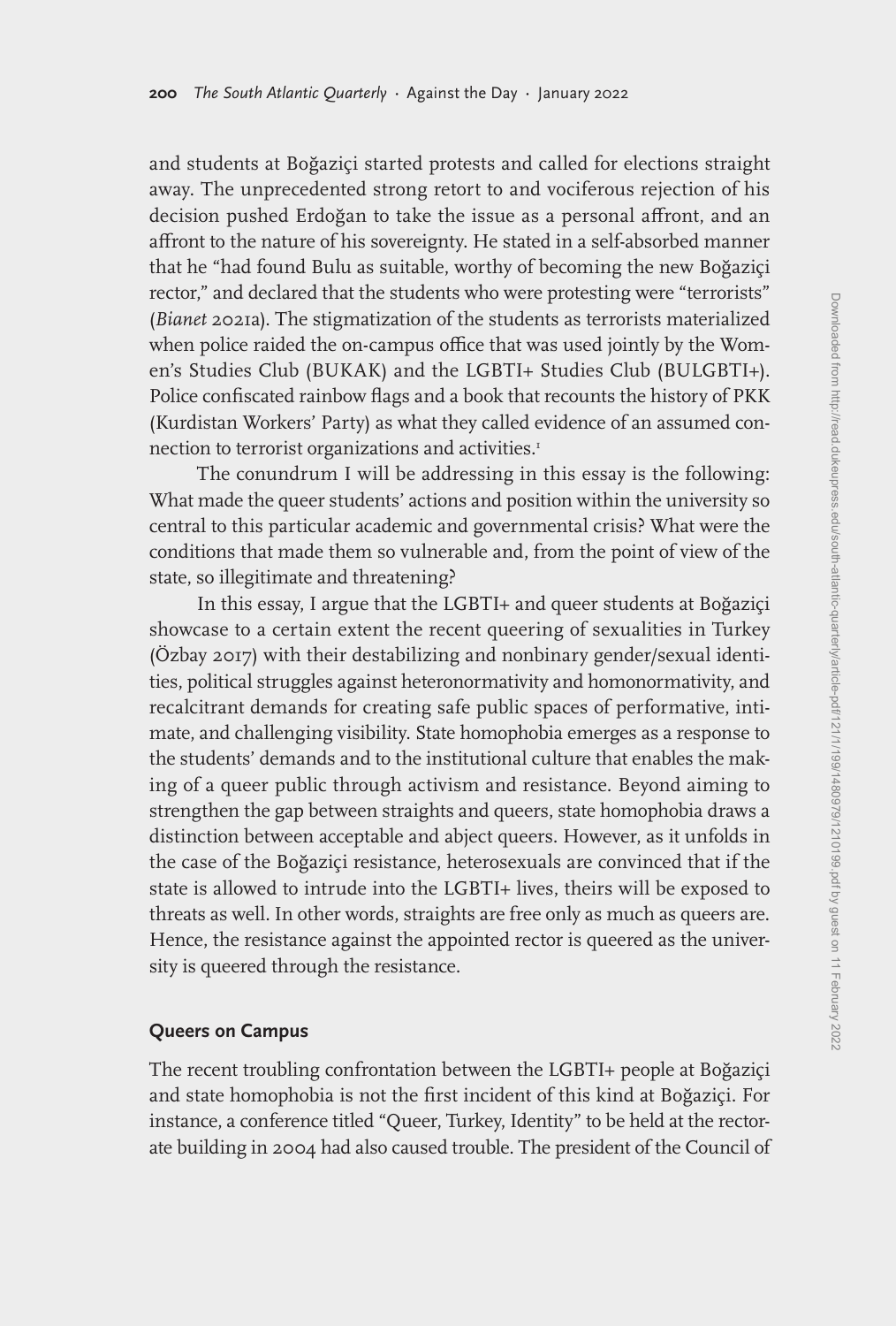and students at Boğaziçi started protests and called for elections straight away. The unprecedented strong retort to and vociferous rejection of his decision pushed Erdoğan to take the issue as a personal affront, and an affront to the nature of his sovereignty. He stated in a self-absorbed manner that he "had found Bulu as suitable, worthy of becoming the new Boğaziçi rector," and declared that the students who were protesting were "terrorists" (*Bianet* 2021a). The stigmatization of the students as terrorists materialized when police raided the on-campus office that was used jointly by the Women's Studies Club (BUKAK) and the LGBTI+ Studies Club (BULGBTI+). Police confiscated rainbow flags and a book that recounts the history of PKK (Kurdistan Workers' Party) as what they called evidence of an assumed connection to terrorist organizations and activities.[1]

The conundrum I will be addressing in this essay is the following: What made the queer students' actions and position within the university so central to this particular academic and governmental crisis? What were the conditions that made them so vulnerable and, from the point of view of the state, so illegitimate and threatening?

In this essay, I argue that the LGBTI+ and queer students at Boğaziçi showcase to a certain extent the recent queering of sexualities in Turkey (Özbay 2017) with their destabilizing and nonbinary gender/sexual identities, political struggles against heteronormativity and homonormativity, and recalcitrant demands for creating safe public spaces of performative, intimate, and challenging visibility. State homophobia emerges as a response to the students' demands and to the institutional culture that enables the making of a queer public through activism and resistance. Beyond aiming to strengthen the gap between straights and queers, state homophobia draws a distinction between acceptable and abject queers. However, as it unfolds in the case of the Boğaziçi resistance, heterosexuals are convinced that if the state is allowed to intrude into the LGBTI+ lives, theirs will be exposed to threats as well. In other words, straights are free only as much as queers are. Hence, the resistance against the appointed rector is queered as the university is queered through the resistance.

## Queers on Campus

The recent troubling confrontation between the LGBTI+ people at Boğaziçi and state homophobia is not the first incident of this kind at Boğaziçi. For instance, a conference titled "Queer, Turkey, Identity" to be held at the rectorate building in 2004 had also caused trouble. The president of the Council of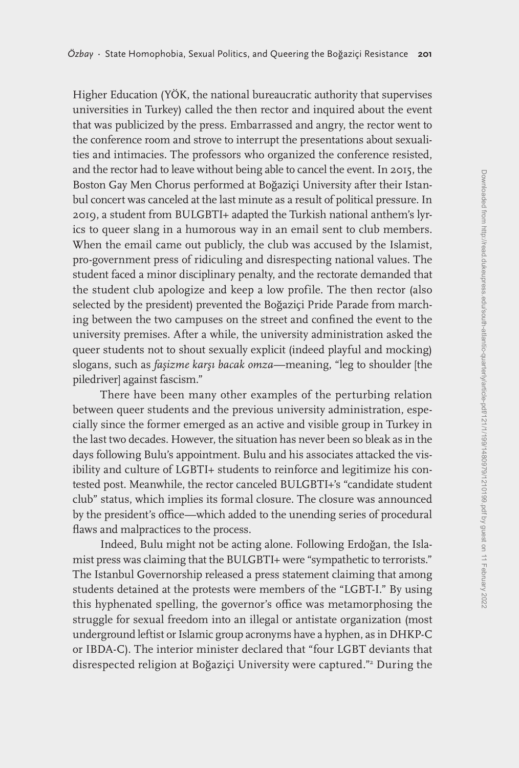Higher Education (YÖK, the national bureaucratic authority that supervises universities in Turkey) called the then rector and inquired about the event that was publicized by the press. Embarrassed and angry, the rector went to the conference room and strove to interrupt the presentations about sexualities and intimacies. The professors who organized the conference resisted, and the rector had to leave without being able to cancel the event. In 2015, the Boston Gay Men Chorus performed at Boğaziçi University after their Istanbul concert was canceled at the last minute as a result of political pressure. In 2019, a student from BULGBTI+ adapted the Turkish national anthem's lyrics to queer slang in a humorous way in an email sent to club members. When the email came out publicly, the club was accused by the Islamist, pro-government press of ridiculing and disrespecting national values. The student faced a minor disciplinary penalty, and the rectorate demanded that the student club apologize and keep a low profile. The then rector (also selected by the president) prevented the Boğaziçi Pride Parade from marching between the two campuses on the street and confined the event to the university premises. After a while, the university administration asked the queer students not to shout sexually explicit (indeed playful and mocking) slogans, such as *faşizme karşı bacak omza*—meaning, "leg to shoulder [the piledriver] against fascism."

There have been many other examples of the perturbing relation between queer students and the previous university administration, especially since the former emerged as an active and visible group in Turkey in the last two decades. However, the situation has never been so bleak as in the days following Bulu's appointment. Bulu and his associates attacked the visibility and culture of LGBTI+ students to reinforce and legitimize his contested post. Meanwhile, the rector canceled BULGBTI+'s "candidate student club" status, which implies its formal closure. The closure was announced by the president's office—which added to the unending series of procedural flaws and malpractices to the process.

Indeed, Bulu might not be acting alone. Following Erdoğan, the Islamist press was claiming that the BULGBTI+ were "sympathetic to terrorists." The Istanbul Governorship released a press statement claiming that among students detained at the protests were members of the "LGBT-I." By using this hyphenated spelling, the governor's office was metamorphosing the struggle for sexual freedom into an illegal or antistate organization (most underground leftist or Islamic group acronyms have a hyphen, as in DHKP-C or IBDA-C). The interior minister declared that "four LGBT deviants that disrespected religion at Boğaziçi University were captured."[2] During the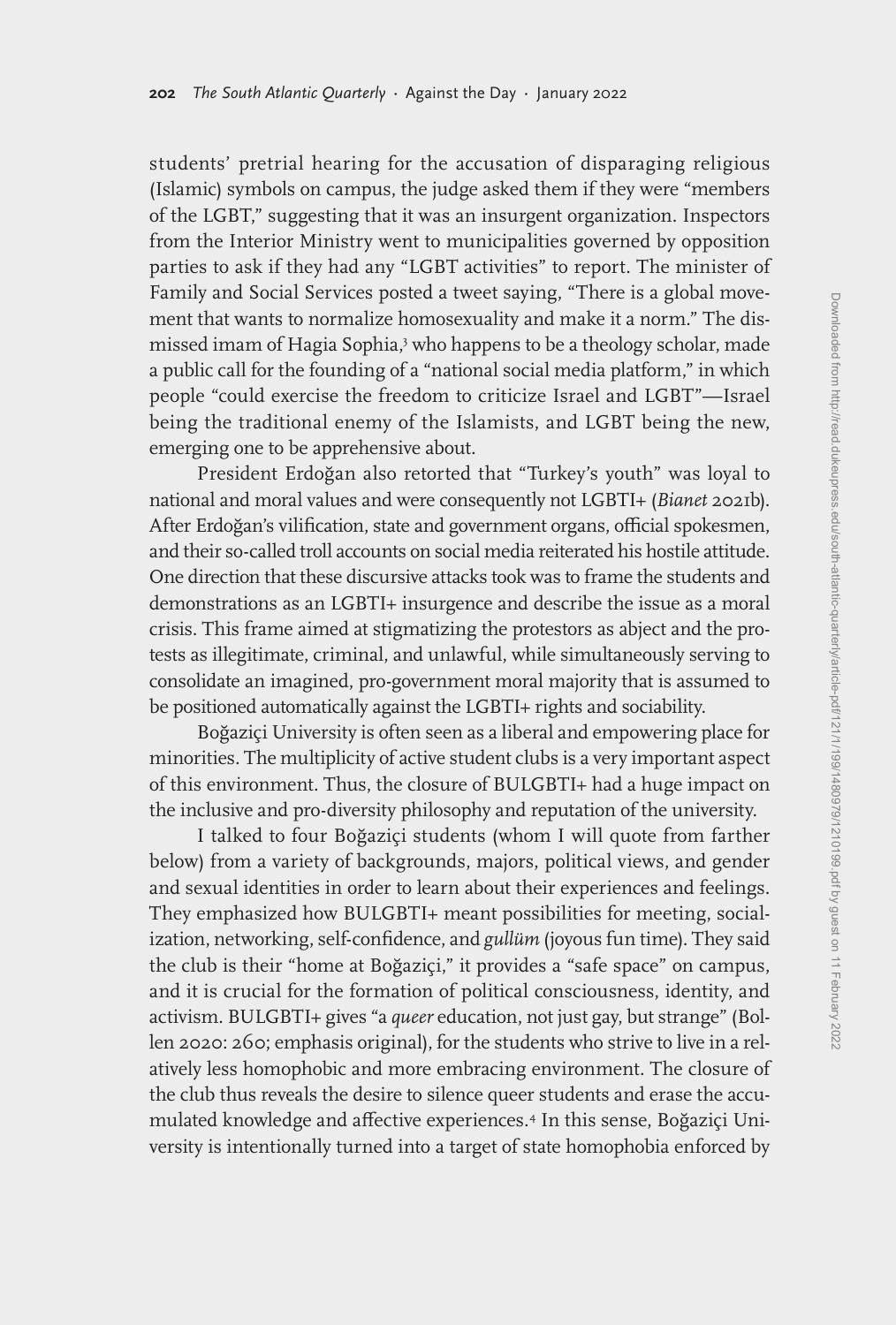students' pretrial hearing for the accusation of disparaging religious (Islamic) symbols on campus, the judge asked them if they were "members of the LGBT," suggesting that it was an insurgent organization. Inspectors from the Interior Ministry went to municipalities governed by opposition parties to ask if they had any "LGBT activities" to report. The minister of Family and Social Services posted a tweet saying, "There is a global movement that wants to normalize homosexuality and make it a norm." The dismissed imam of Hagia Sophia,[3] who happens to be a theology scholar, made a public call for the founding of a "national social media platform," in which people "could exercise the freedom to criticize Israel and LGBT"—Israel being the traditional enemy of the Islamists, and LGBT being the new, emerging one to be apprehensive about.

President Erdoğan also retorted that "Turkey's youth" was loyal to national and moral values and were consequently not LGBTI+ (*Bianet* 2021b). After Erdoğan's vilification, state and government organs, official spokesmen, and their so-called troll accounts on social media reiterated his hostile attitude. One direction that these discursive attacks took was to frame the students and demonstrations as an LGBTI+ insurgence and describe the issue as a moral crisis. This frame aimed at stigmatizing the protestors as abject and the protests as illegitimate, criminal, and unlawful, while simultaneously serving to consolidate an imagined, pro-government moral majority that is assumed to be positioned automatically against the LGBTI+ rights and sociability.

Boğaziçi University is often seen as a liberal and empowering place for minorities. The multiplicity of active student clubs is a very important aspect of this environment. Thus, the closure of BULGBTI+ had a huge impact on the inclusive and pro-diversity philosophy and reputation of the university.

I talked to four Boğaziçi students (whom I will quote from farther below) from a variety of backgrounds, majors, political views, and gender and sexual identities in order to learn about their experiences and feelings. They emphasized how BULGBTI+ meant possibilities for meeting, socialization, networking, self-confidence, and *gullüm* (joyous fun time). They said the club is their "home at Boğaziçi," it provides a "safe space" on campus, and it is crucial for the formation of political consciousness, identity, and activism. BULGBTI+ gives "a *queer* education, not just gay, but strange" (Bollen 2020: 260; emphasis original), for the students who strive to live in a relatively less homophobic and more embracing environment. The closure of the club thus reveals the desire to silence queer students and erase the accumulated knowledge and affective experiences.[4] In this sense, Boğaziçi University is intentionally turned into a target of state homophobia enforced by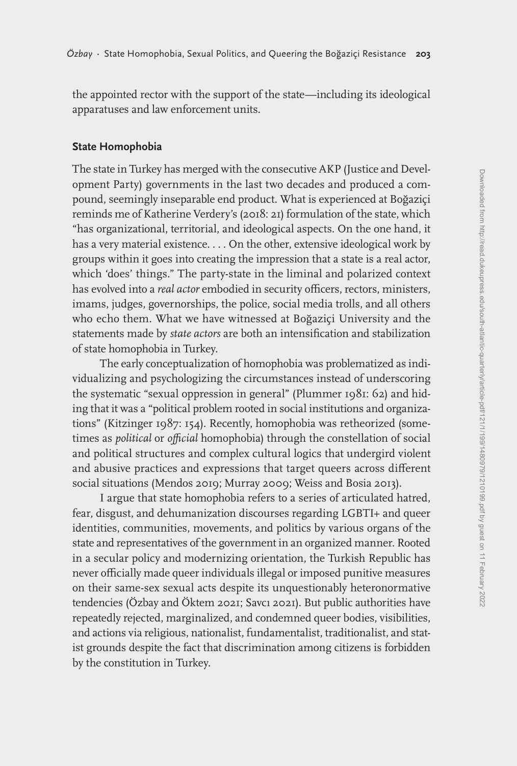the appointed rector with the support of the state—including its ideological apparatuses and law enforcement units.

### State Homophobia

The state in Turkey has merged with the consecutive AKP (Justice and Development Party) governments in the last two decades and produced a compound, seemingly inseparable end product. What is experienced at Boğaziçi reminds me of Katherine Verdery's (2018: 21) formulation of the state, which "has organizational, territorial, and ideological aspects. On the one hand, it has a very material existence. . . . On the other, extensive ideological work by groups within it goes into creating the impression that a state is a real actor, which 'does' things." The party-state in the liminal and polarized context has evolved into a *real actor* embodied in security officers, rectors, ministers, imams, judges, governorships, the police, social media trolls, and all others who echo them. What we have witnessed at Boğaziçi University and the statements made by *state actors* are both an intensification and stabilization of state homophobia in Turkey.

The early conceptualization of homophobia was problematized as individualizing and psychologizing the circumstances instead of underscoring the systematic "sexual oppression in general" (Plummer 1981: 62) and hiding that it was a "political problem rooted in social institutions and organizations" (Kitzinger 1987: 154). Recently, homophobia was retheorized (sometimes as *political* or *official* homophobia) through the constellation of social and political structures and complex cultural logics that undergird violent and abusive practices and expressions that target queers across different social situations (Mendos 2019; Murray 2009; Weiss and Bosia 2013).

I argue that state homophobia refers to a series of articulated hatred, fear, disgust, and dehumanization discourses regarding LGBTI+ and queer identities, communities, movements, and politics by various organs of the state and representatives of the government in an organized manner. Rooted in a secular policy and modernizing orientation, the Turkish Republic has never officially made queer individuals illegal or imposed punitive measures on their same-sex sexual acts despite its unquestionably heteronormative tendencies (Özbay and Öktem 2021; Savcı 2021). But public authorities have repeatedly rejected, marginalized, and condemned queer bodies, visibilities, and actions via religious, nationalist, fundamentalist, traditionalist, and statist grounds despite the fact that discrimination among citizens is forbidden by the constitution in Turkey.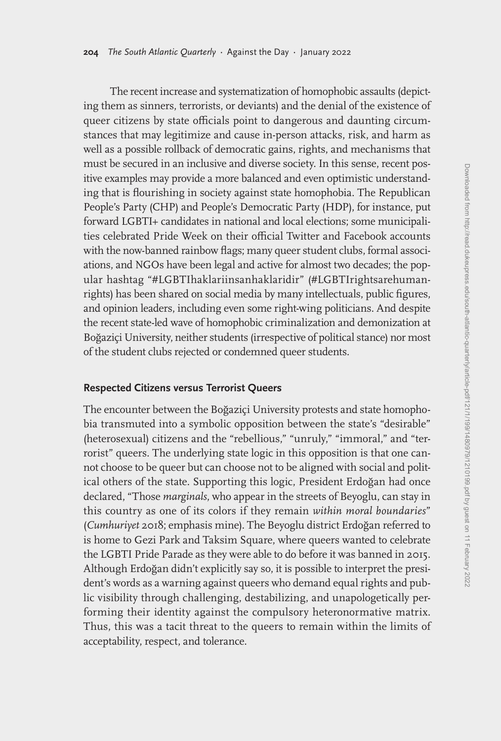The recent increase and systematization of homophobic assaults (depicting them as sinners, terrorists, or deviants) and the denial of the existence of queer citizens by state officials point to dangerous and daunting circumstances that may legitimize and cause in-person attacks, risk, and harm as well as a possible rollback of democratic gains, rights, and mechanisms that must be secured in an inclusive and diverse society. In this sense, recent positive examples may provide a more balanced and even optimistic understanding that is flourishing in society against state homophobia. The Republican People's Party (CHP) and People's Democratic Party (HDP), for instance, put forward LGBTI+ candidates in national and local elections; some municipalities celebrated Pride Week on their official Twitter and Facebook accounts with the now-banned rainbow flags; many queer student clubs, formal associations, and NGOs have been legal and active for almost two decades; the popular hashtag "#LGBTIhaklariinsanhaklaridir" (#LGBTIrightsarehumanrights) has been shared on social media by many intellectuals, public figures, and opinion leaders, including even some right-wing politicians. And despite the recent state-led wave of homophobic criminalization and demonization at Boğaziçi University, neither students (irrespective of political stance) nor most of the student clubs rejected or condemned queer students.

### Respected Citizens versus Terrorist Queers

The encounter between the Boğaziçi University protests and state homophobia transmuted into a symbolic opposition between the state's "desirable" (heterosexual) citizens and the "rebellious," "unruly," "immoral," and "terrorist" queers. The underlying state logic in this opposition is that one cannot choose to be queer but can choose not to be aligned with social and political others of the state. Supporting this logic, President Erdoğan had once declared, "Those *marginals*, who appear in the streets of Beyoglu, can stay in this country as one of its colors if they remain *within moral boundaries*" (*Cumhuriyet* 2018; emphasis mine). The Beyoglu district Erdoğan referred to is home to Gezi Park and Taksim Square, where queers wanted to celebrate the LGBTI Pride Parade as they were able to do before it was banned in 2015. Although Erdoğan didn't explicitly say so, it is possible to interpret the president's words as a warning against queers who demand equal rights and public visibility through challenging, destabilizing, and unapologetically performing their identity against the compulsory heteronormative matrix. Thus, this was a tacit threat to the queers to remain within the limits of acceptability, respect, and tolerance.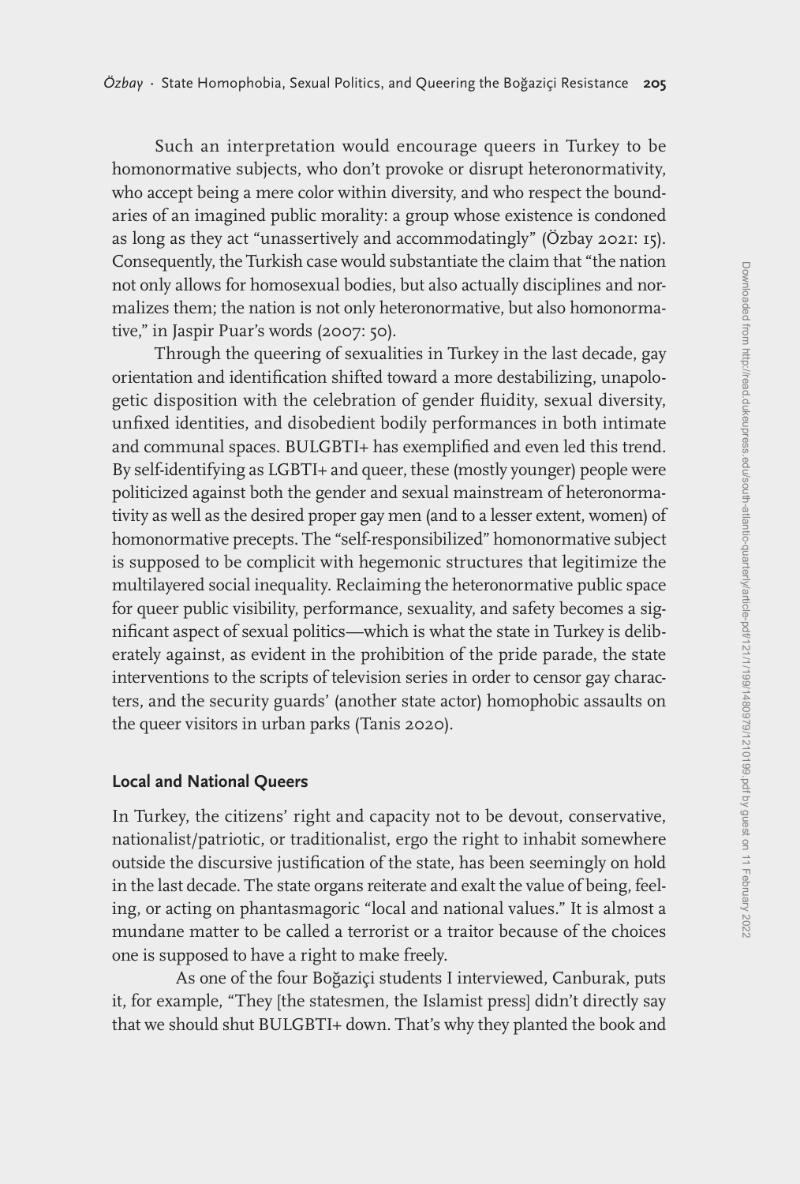Such an interpretation would encourage queers in Turkey to be homonormative subjects, who don't provoke or disrupt heteronormativity, who accept being a mere color within diversity, and who respect the boundaries of an imagined public morality: a group whose existence is condoned as long as they act "unassertively and accommodatingly" (Özbay 2021: 15). Consequently, the Turkish case would substantiate the claim that "the nation not only allows for homosexual bodies, but also actually disciplines and normalizes them; the nation is not only heteronormative, but also homonormative," in Jaspir Puar's words (2007: 50).

Through the queering of sexualities in Turkey in the last decade, gay orientation and identification shifted toward a more destabilizing, unapologetic disposition with the celebration of gender fluidity, sexual diversity, unfixed identities, and disobedient bodily performances in both intimate and communal spaces. BULGBTI+ has exemplified and even led this trend. By self-identifying as LGBTI+ and queer, these (mostly younger) people were politicized against both the gender and sexual mainstream of heteronormativity as well as the desired proper gay men (and to a lesser extent, women) of homonormative precepts. The "self-responsibilized" homonormative subject is supposed to be complicit with hegemonic structures that legitimize the multilayered social inequality. Reclaiming the heteronormative public space for queer public visibility, performance, sexuality, and safety becomes a significant aspect of sexual politics—which is what the state in Turkey is deliberately against, as evident in the prohibition of the pride parade, the state interventions to the scripts of television series in order to censor gay characters, and the security guards' (another state actor) homophobic assaults on the queer visitors in urban parks (Tanis 2020).

## Local and National Queers

In Turkey, the citizens' right and capacity not to be devout, conservative, nationalist/patriotic, or traditionalist, ergo the right to inhabit somewhere outside the discursive justification of the state, has been seemingly on hold in the last decade. The state organs reiterate and exalt the value of being, feeling, or acting on phantasmagoric "local and national values." It is almost a mundane matter to be called a terrorist or a traitor because of the choices one is supposed to have a right to make freely.

As one of the four Boğaziçi students I interviewed, Canburak, puts it, for example, "They [the statesmen, the Islamist press] didn't directly say that we should shut BULGBTI+ down. That's why they planted the book and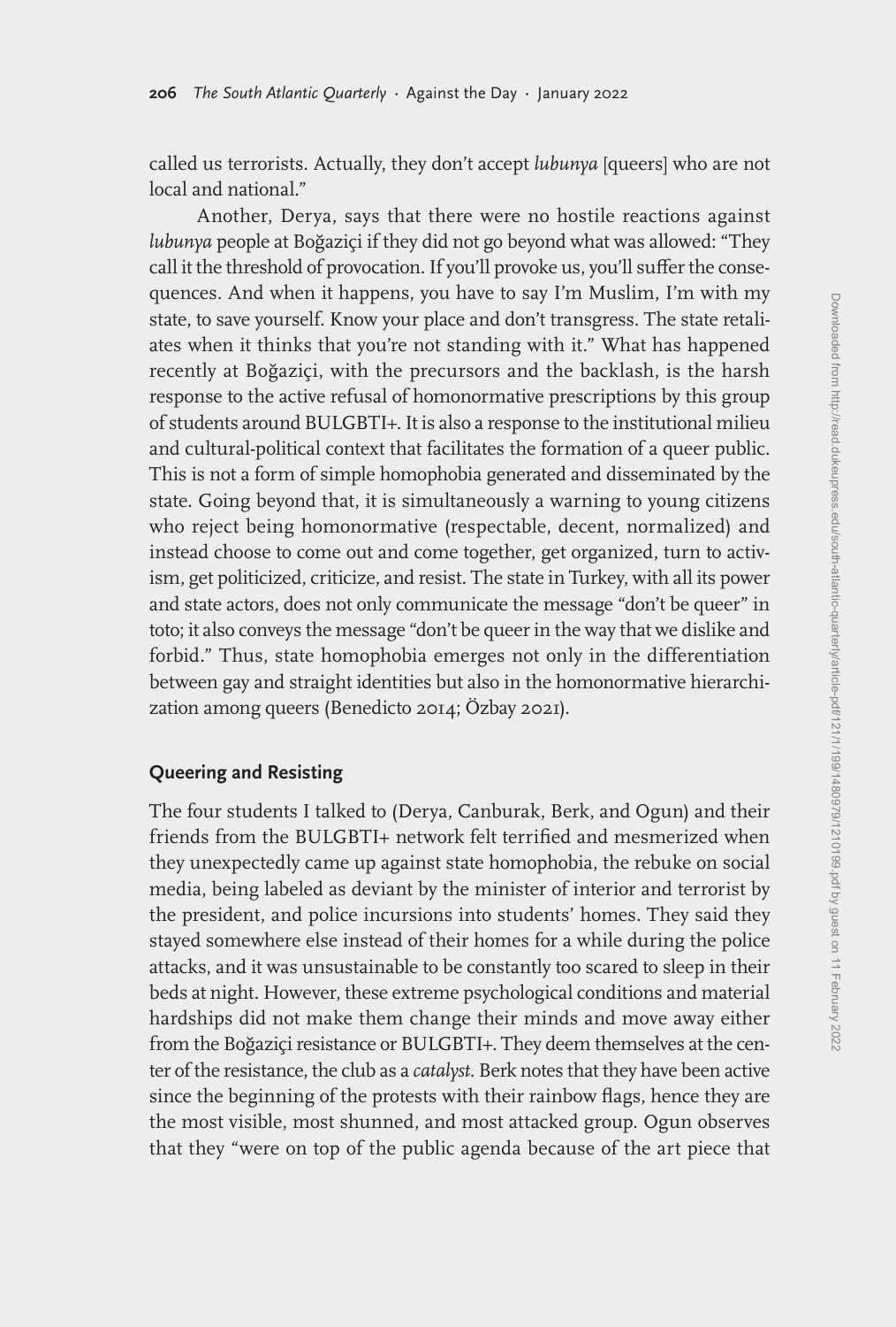called us terrorists. Actually, they don't accept *lubunya* [queers] who are not local and national."

Another, Derya, says that there were no hostile reactions against *lubunya* people at Boğaziçi if they did not go beyond what was allowed: "They call it the threshold of provocation. If you'll provoke us, you'll suffer the consequences. And when it happens, you have to say I'm Muslim, I'm with my state, to save yourself. Know your place and don't transgress. The state retaliates when it thinks that you're not standing with it." What has happened recently at Boğaziçi, with the precursors and the backlash, is the harsh response to the active refusal of homonormative prescriptions by this group of students around BULGBTI+. It is also a response to the institutional milieu and cultural-political context that facilitates the formation of a queer public. This is not a form of simple homophobia generated and disseminated by the state. Going beyond that, it is simultaneously a warning to young citizens who reject being homonormative (respectable, decent, normalized) and instead choose to come out and come together, get organized, turn to activism, get politicized, criticize, and resist. The state in Turkey, with all its power and state actors, does not only communicate the message "don't be queer" in toto; it also conveys the message "don't be queer in the way that we dislike and forbid." Thus, state homophobia emerges not only in the differentiation between gay and straight identities but also in the homonormative hierarchization among queers (Benedicto 2014; Özbay 2021).

## Queering and Resisting

The four students I talked to (Derya, Canburak, Berk, and Ogun) and their friends from the BULGBTI+ network felt terrified and mesmerized when they unexpectedly came up against state homophobia, the rebuke on social media, being labeled as deviant by the minister of interior and terrorist by the president, and police incursions into students' homes. They said they stayed somewhere else instead of their homes for a while during the police attacks, and it was unsustainable to be constantly too scared to sleep in their beds at night. However, these extreme psychological conditions and material hardships did not make them change their minds and move away either from the Boğaziçi resistance or BULGBTI+. They deem themselves at the center of the resistance, the club as a *catalyst*. Berk notes that they have been active since the beginning of the protests with their rainbow flags, hence they are the most visible, most shunned, and most attacked group. Ogun observes that they "were on top of the public agenda because of the art piece that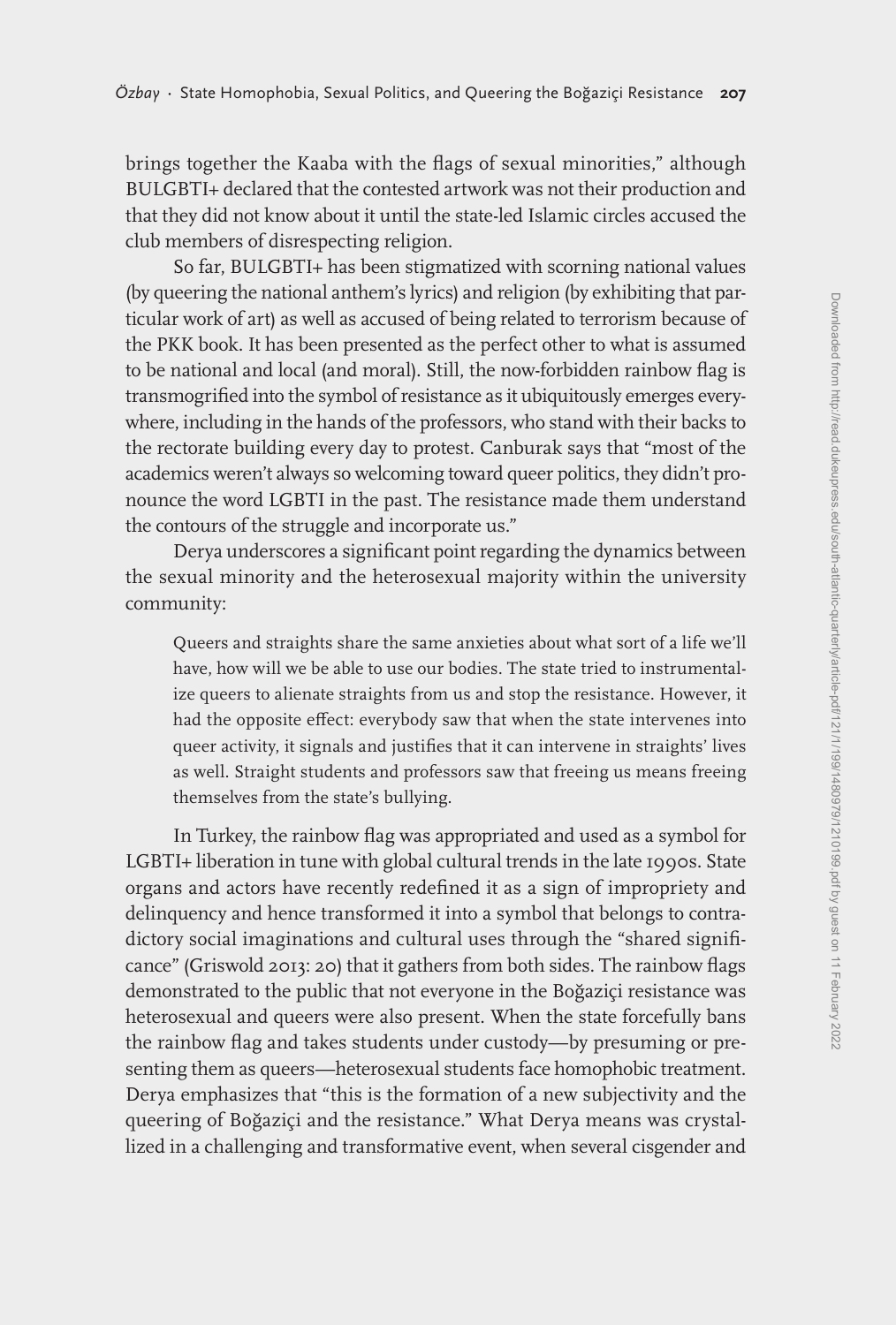brings together the Kaaba with the flags of sexual minorities," although BULGBTI+ declared that the contested artwork was not their production and that they did not know about it until the state-led Islamic circles accused the club members of disrespecting religion.

So far, BULGBTI+ has been stigmatized with scorning national values (by queering the national anthem's lyrics) and religion (by exhibiting that particular work of art) as well as accused of being related to terrorism because of the PKK book. It has been presented as the perfect other to what is assumed to be national and local (and moral). Still, the now-forbidden rainbow flag is transmogrified into the symbol of resistance as it ubiquitously emerges everywhere, including in the hands of the professors, who stand with their backs to the rectorate building every day to protest. Canburak says that "most of the academics weren't always so welcoming toward queer politics, they didn't pronounce the word LGBTI in the past. The resistance made them understand the contours of the struggle and incorporate us."

Derya underscores a significant point regarding the dynamics between the sexual minority and the heterosexual majority within the university community:

> Queers and straights share the same anxieties about what sort of a life we'll have, how will we be able to use our bodies. The state tried to instrumentalize queers to alienate straights from us and stop the resistance. However, it had the opposite effect: everybody saw that when the state intervenes into queer activity, it signals and justifies that it can intervene in straights' lives as well. Straight students and professors saw that freeing us means freeing themselves from the state's bullying.

In Turkey, the rainbow flag was appropriated and used as a symbol for LGBTI+ liberation in tune with global cultural trends in the late 1990s. State organs and actors have recently redefined it as a sign of impropriety and delinquency and hence transformed it into a symbol that belongs to contradictory social imaginations and cultural uses through the "shared significance" (Griswold 2013: 20) that it gathers from both sides. The rainbow flags demonstrated to the public that not everyone in the Boğaziçi resistance was heterosexual and queers were also present. When the state forcefully bans the rainbow flag and takes students under custody—by presuming or presenting them as queers—heterosexual students face homophobic treatment. Derya emphasizes that "this is the formation of a new subjectivity and the queering of Boğaziçi and the resistance." What Derya means was crystallized in a challenging and transformative event, when several cisgender and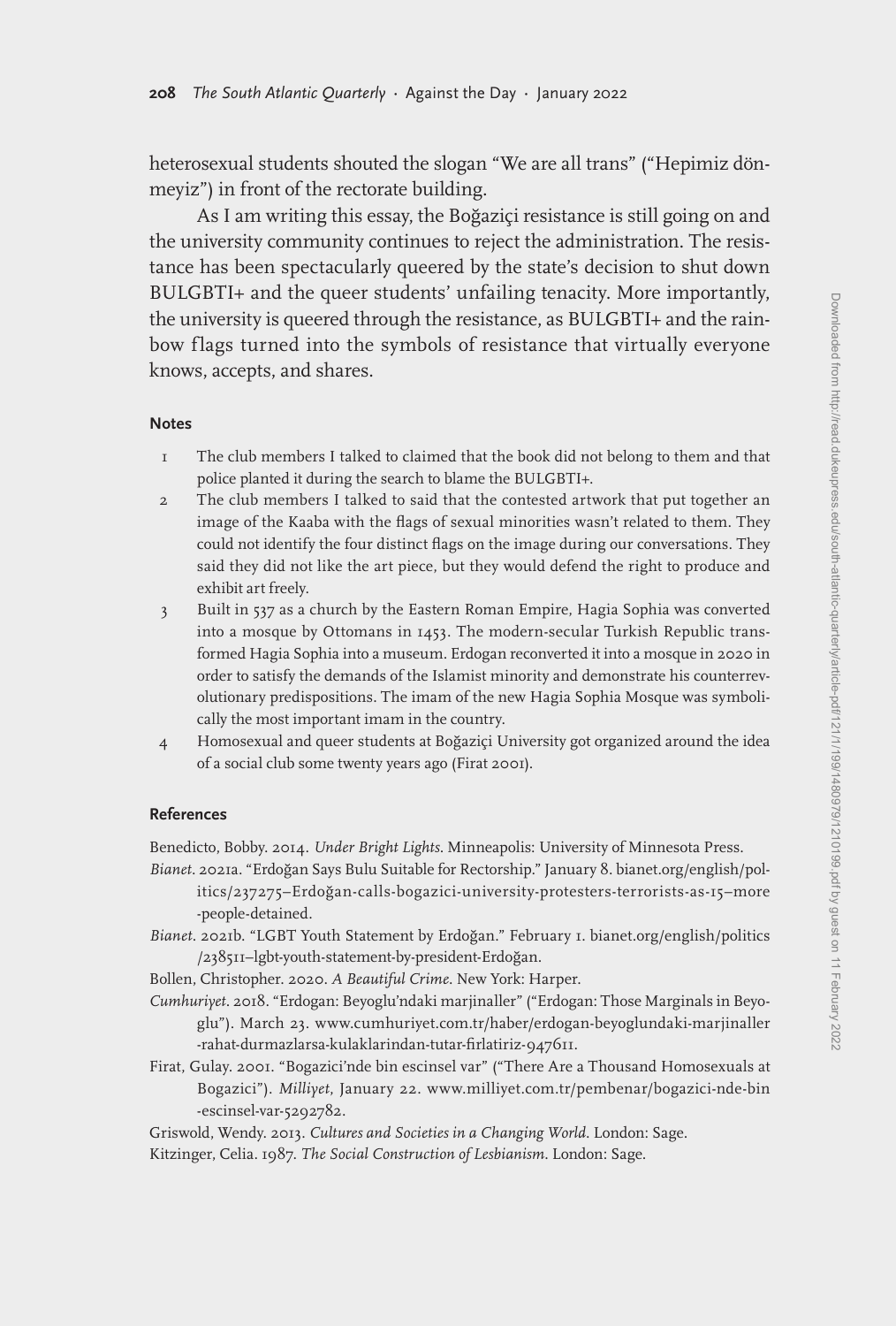heterosexual students shouted the slogan "We are all trans" ("Hepimiz dönmeyiz") in front of the rectorate building.

As I am writing this essay, the Boğaziçi resistance is still going on and the university community continues to reject the administration. The resistance has been spectacularly queered by the state's decision to shut down BULGBTI+ and the queer students' unfailing tenacity. More importantly, the university is queered through the resistance, as BULGBTI+ and the rainbow flags turned into the symbols of resistance that virtually everyone knows, accepts, and shares.

### Notes

1. The club members I talked to claimed that the book did not belong to them and that police planted it during the search to blame the BULGBTI+.
2. The club members I talked to said that the contested artwork that put together an image of the Kaaba with the flags of sexual minorities wasn't related to them. They could not identify the four distinct flags on the image during our conversations. They said they did not like the art piece, but they would defend the right to produce and exhibit art freely.
3. Built in 537 as a church by the Eastern Roman Empire, Hagia Sophia was converted into a mosque by Ottomans in 1453. The modern-secular Turkish Republic transformed Hagia Sophia into a museum. Erdogan reconverted it into a mosque in 2020 in order to satisfy the demands of the Islamist minority and demonstrate his counterrevolutionary predispositions. The imam of the new Hagia Sophia Mosque was symbolically the most important imam in the country.
4. Homosexual and queer students at Boğaziçi University got organized around the idea of a social club some twenty years ago (Firat 2001).

### References

Benedicto, Bobby. 2014. *Under Bright Lights*. Minneapolis: University of Minnesota Press.

*Bianet*. 2021a. "Erdoğan Says Bulu Suitable for Rectorship." January 8. bianet.org/english/politics/237275–Erdoğan-calls-bogazici-university-protesters-terrorists-as-15–more-people-detained.

*Bianet*. 2021b. "LGBT Youth Statement by Erdoğan." February 1. bianet.org/english/politics/238511–lgbt-youth-statement-by-president-Erdoğan.

Bollen, Christopher. 2020. *A Beautiful Crime*. New York: Harper.

*Cumhuriyet*. 2018. "Erdogan: Beyoglu'ndaki marjinaller" ("Erdogan: Those Marginals in Beyoglu"). March 23. www.cumhuriyet.com.tr/haber/erdogan-beyoglundaki-marjinaller-rahat-durmazlarsa-kulaklarindan-tutar-firlatiriz-947611.

Firat, Gulay. 2001. "Bogazici'nde bin escinsel var" ("There Are a Thousand Homosexuals at Bogazici"). *Milliyet*, January 22. www.milliyet.com.tr/pembenar/bogazici-nde-bin-escinsel-var-5292782.

Griswold, Wendy. 2013. *Cultures and Societies in a Changing World*. London: Sage.

Kitzinger, Celia. 1987. *The Social Construction of Lesbianism*. London: Sage.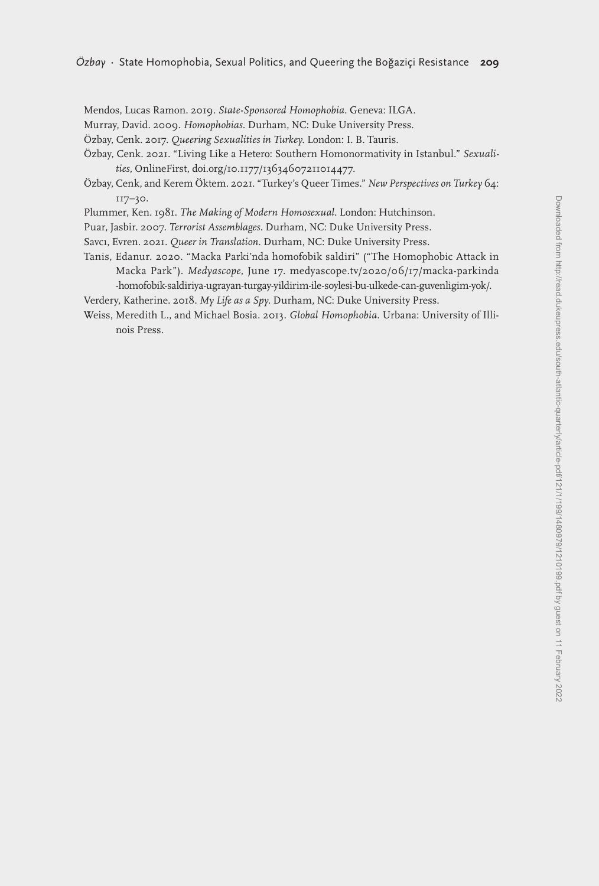Mendos, Lucas Ramon. 2019. *State-Sponsored Homophobia*. Geneva: ILGA.

Murray, David. 2009. *Homophobias*. Durham, NC: Duke University Press.

Özbay, Cenk. 2017. *Queering Sexualities in Turkey*. London: I. B. Tauris.

Özbay, Cenk. 2021. "Living Like a Hetero: Southern Homonormativity in Istanbul." *Sexualities*, OnlineFirst, doi.org/10.1177/13634607211014477.

Özbay, Cenk, and Kerem Öktem. 2021. "Turkey's Queer Times." *New Perspectives on Turkey* 64: 117–30.

Plummer, Ken. 1981. *The Making of Modern Homosexual*. London: Hutchinson.

Puar, Jasbir. 2007. *Terrorist Assemblages*. Durham, NC: Duke University Press.

Savcı, Evren. 2021. *Queer in Translation*. Durham, NC: Duke University Press.

Tanis, Edanur. 2020. "Macka Parki'nda homofobik saldiri" ("The Homophobic Attack in Macka Park"). *Medyascope*, June 17. medyascope.tv/2020/06/17/macka-parkinda-homofobik-saldiriya-ugrayan-turgay-yildirim-ile-soylesi-bu-ulkede-can-guvenligim-yok/.

Verdery, Katherine. 2018. *My Life as a Spy*. Durham, NC: Duke University Press.

Weiss, Meredith L., and Michael Bosia. 2013. *Global Homophobia*. Urbana: University of Illinois Press.